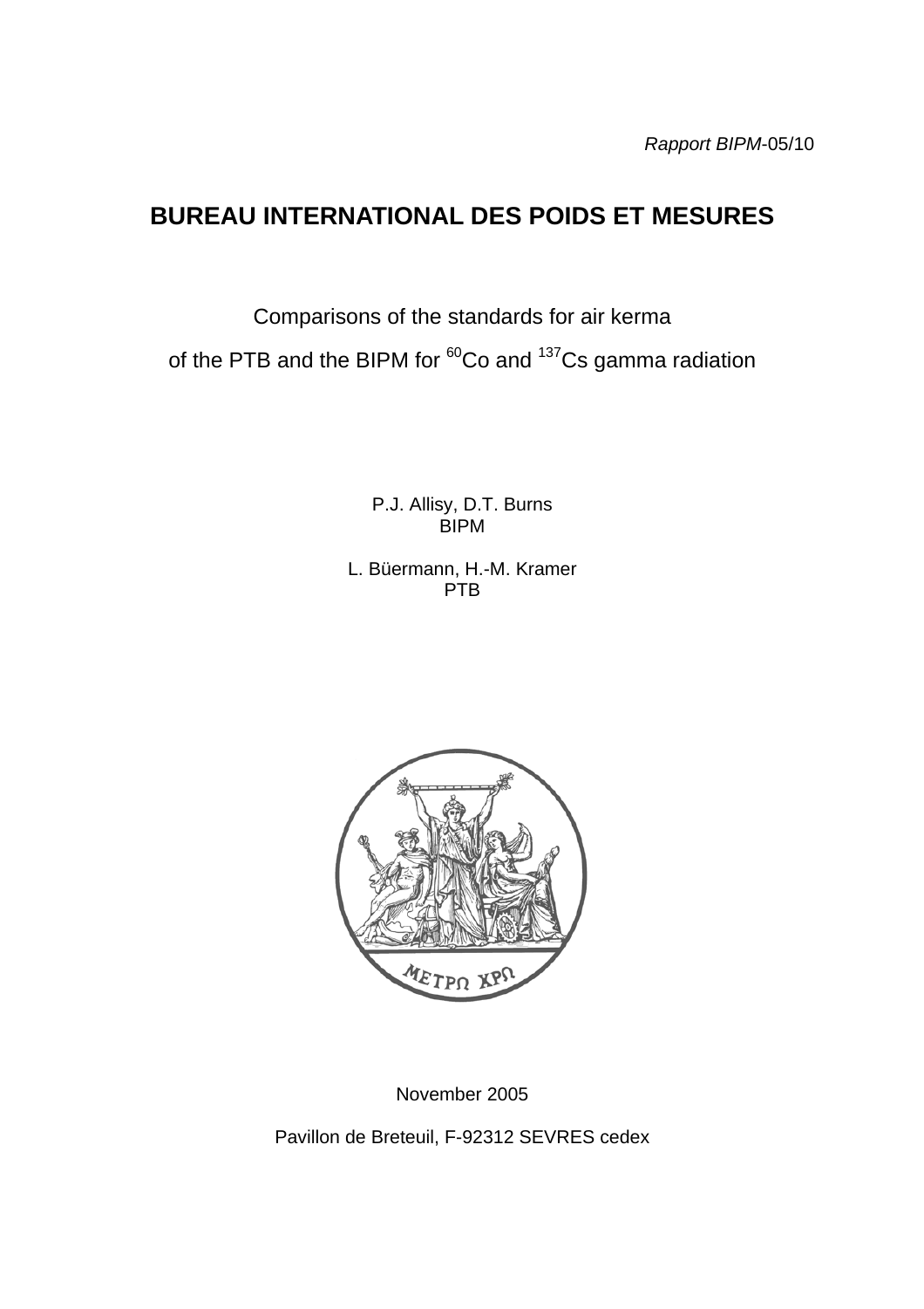*Rapport BIPM*-05/10

# BUREAU INTERNATIONAL DES POIDS ET MESURES

Comparisons of the standards for air kerma
of the PTB and the BIPM for $^{60}$Co and $^{137}$Cs gamma radiation

P.J. Allisy, D.T. Burns
BIPM

L. Büermann, H.-M. Kramer
PTB

ΜΕΤΡΩ ΧΡΩ

November 2005

Pavillon de Breteuil, F-92312 SEVRES cedex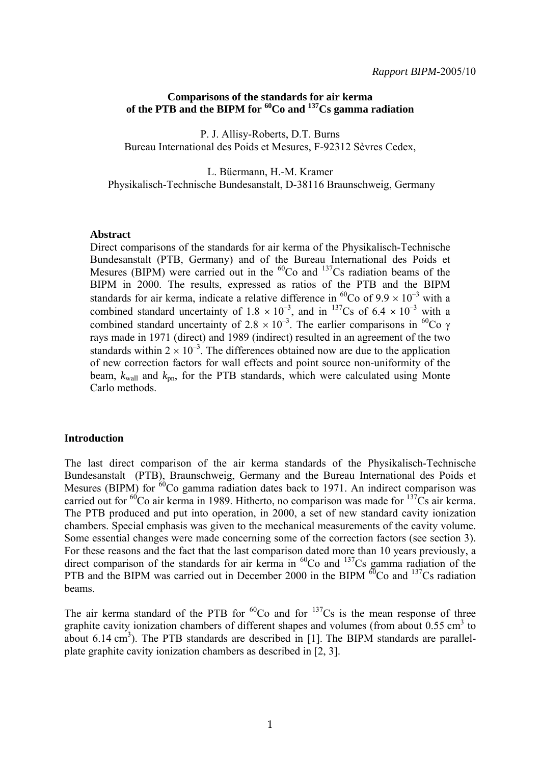*Rapport BIPM*-2005/10

**Comparisons of the standards for air kerma of the PTB and the BIPM for $^{60}$Co and $^{137}$Cs gamma radiation**

P. J. Allisy-Roberts, D.T. Burns
Bureau International des Poids et Mesures, F-92312 Sèvres Cedex,

L. Büermann, H.-M. Kramer
Physikalisch-Technische Bundesanstalt, D-38116 Braunschweig, Germany

**Abstract**

Direct comparisons of the standards for air kerma of the Physikalisch-Technische Bundesanstalt (PTB, Germany) and of the Bureau International des Poids et Mesures (BIPM) were carried out in the $^{60}$Co and $^{137}$Cs radiation beams of the BIPM in 2000. The results, expressed as ratios of the PTB and the BIPM standards for air kerma, indicate a relative difference in $^{60}$Co of $9.9 \times 10^{-3}$ with a combined standard uncertainty of $1.8 \times 10^{-3}$, and in $^{137}$Cs of $6.4 \times 10^{-3}$ with a combined standard uncertainty of $2.8 \times 10^{-3}$. The earlier comparisons in $^{60}$Co $\gamma$ rays made in 1971 (direct) and 1989 (indirect) resulted in an agreement of the two standards within $2 \times 10^{-3}$. The differences obtained now are due to the application of new correction factors for wall effects and point source non-uniformity of the beam, $k_{\text{wall}}$ and $k_{\text{pn}}$, for the PTB standards, which were calculated using Monte Carlo methods.

## Introduction

The last direct comparison of the air kerma standards of the Physikalisch-Technische Bundesanstalt (PTB), Braunschweig, Germany and the Bureau International des Poids et Mesures (BIPM) for $^{60}$Co gamma radiation dates back to 1971. An indirect comparison was carried out for $^{60}$Co air kerma in 1989. Hitherto, no comparison was made for $^{137}$Cs air kerma. The PTB produced and put into operation, in 2000, a set of new standard cavity ionization chambers. Special emphasis was given to the mechanical measurements of the cavity volume. Some essential changes were made concerning some of the correction factors (see section 3). For these reasons and the fact that the last comparison dated more than 10 years previously, a direct comparison of the standards for air kerma in $^{60}$Co and $^{137}$Cs gamma radiation of the PTB and the BIPM was carried out in December 2000 in the BIPM $^{60}$Co and $^{137}$Cs radiation beams.

The air kerma standard of the PTB for $^{60}$Co and for $^{137}$Cs is the mean response of three graphite cavity ionization chambers of different shapes and volumes (from about 0.55 cm$^3$ to about 6.14 cm$^3$). The PTB standards are described in [1]. The BIPM standards are parallel-plate graphite cavity ionization chambers as described in [2, 3].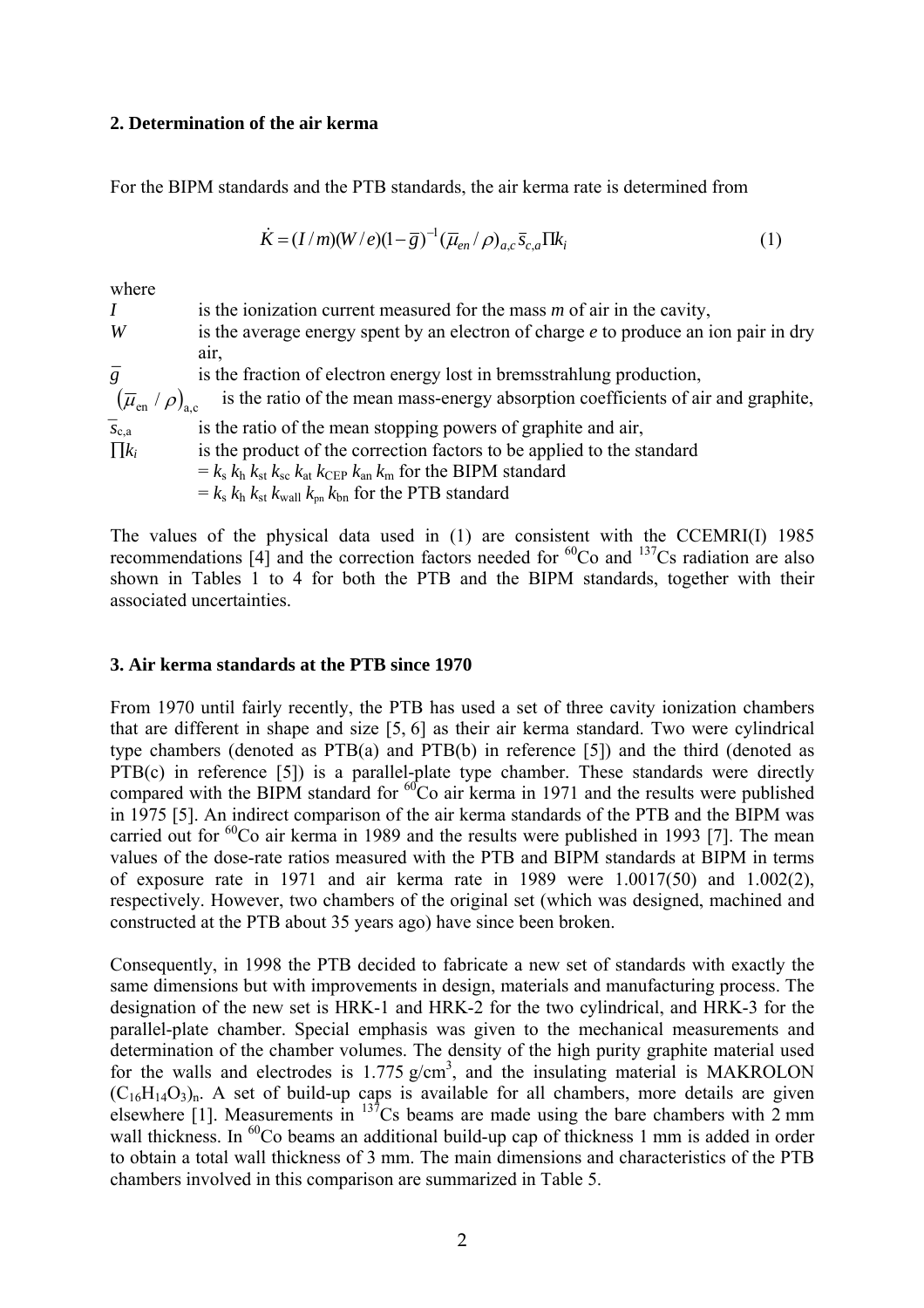## 2. Determination of the air kerma

For the BIPM standards and the PTB standards, the air kerma rate is determined from

$$\dot{K} = (I/m)(W/e)(1-\overline{g})^{-1}(\overline{\mu}_{en}/\rho)_{a,c}\,\overline{s}_{c,a}\Pi k_i \tag{1}$$

where

- $I$ is the ionization current measured for the mass $m$ of air in the cavity,
- $W$ is the average energy spent by an electron of charge $e$ to produce an ion pair in dry air,
- $\overline{g}$ is the fraction of electron energy lost in bremsstrahlung production,
- $(\overline{\mu}_{en}/\rho)_{a,c}$ is the ratio of the mean mass-energy absorption coefficients of air and graphite,
- $\overline{s}_{c,a}$ is the ratio of the mean stopping powers of graphite and air,
- $\prod k_i$ is the product of the correction factors to be applied to the standard
  $= k_s\, k_h\, k_{st}\, k_{sc}\, k_{at}\, k_{CEP}\, k_{an}\, k_m$ for the BIPM standard
  $= k_s\, k_h\, k_{st}\, k_{wall}\, k_{pn}\, k_{bn}$ for the PTB standard

The values of the physical data used in (1) are consistent with the CCEMRI(I) 1985 recommendations [4] and the correction factors needed for $^{60}$Co and $^{137}$Cs radiation are also shown in Tables 1 to 4 for both the PTB and the BIPM standards, together with their associated uncertainties.

## 3. Air kerma standards at the PTB since 1970

From 1970 until fairly recently, the PTB has used a set of three cavity ionization chambers that are different in shape and size [5, 6] as their air kerma standard. Two were cylindrical type chambers (denoted as PTB(a) and PTB(b) in reference [5]) and the third (denoted as PTB(c) in reference [5]) is a parallel-plate type chamber. These standards were directly compared with the BIPM standard for $^{60}$Co air kerma in 1971 and the results were published in 1975 [5]. An indirect comparison of the air kerma standards of the PTB and the BIPM was carried out for $^{60}$Co air kerma in 1989 and the results were published in 1993 [7]. The mean values of the dose-rate ratios measured with the PTB and BIPM standards at BIPM in terms of exposure rate in 1971 and air kerma rate in 1989 were 1.0017(50) and 1.002(2), respectively. However, two chambers of the original set (which was designed, machined and constructed at the PTB about 35 years ago) have since been broken.

Consequently, in 1998 the PTB decided to fabricate a new set of standards with exactly the same dimensions but with improvements in design, materials and manufacturing process. The designation of the new set is HRK-1 and HRK-2 for the two cylindrical, and HRK-3 for the parallel-plate chamber. Special emphasis was given to the mechanical measurements and determination of the chamber volumes. The density of the high purity graphite material used for the walls and electrodes is 1.775 g/cm$^3$, and the insulating material is MAKROLON $(C_{16}H_{14}O_3)_n$. A set of build-up caps is available for all chambers, more details are given elsewhere [1]. Measurements in $^{137}$Cs beams are made using the bare chambers with 2 mm wall thickness. In $^{60}$Co beams an additional build-up cap of thickness 1 mm is added in order to obtain a total wall thickness of 3 mm. The main dimensions and characteristics of the PTB chambers involved in this comparison are summarized in Table 5.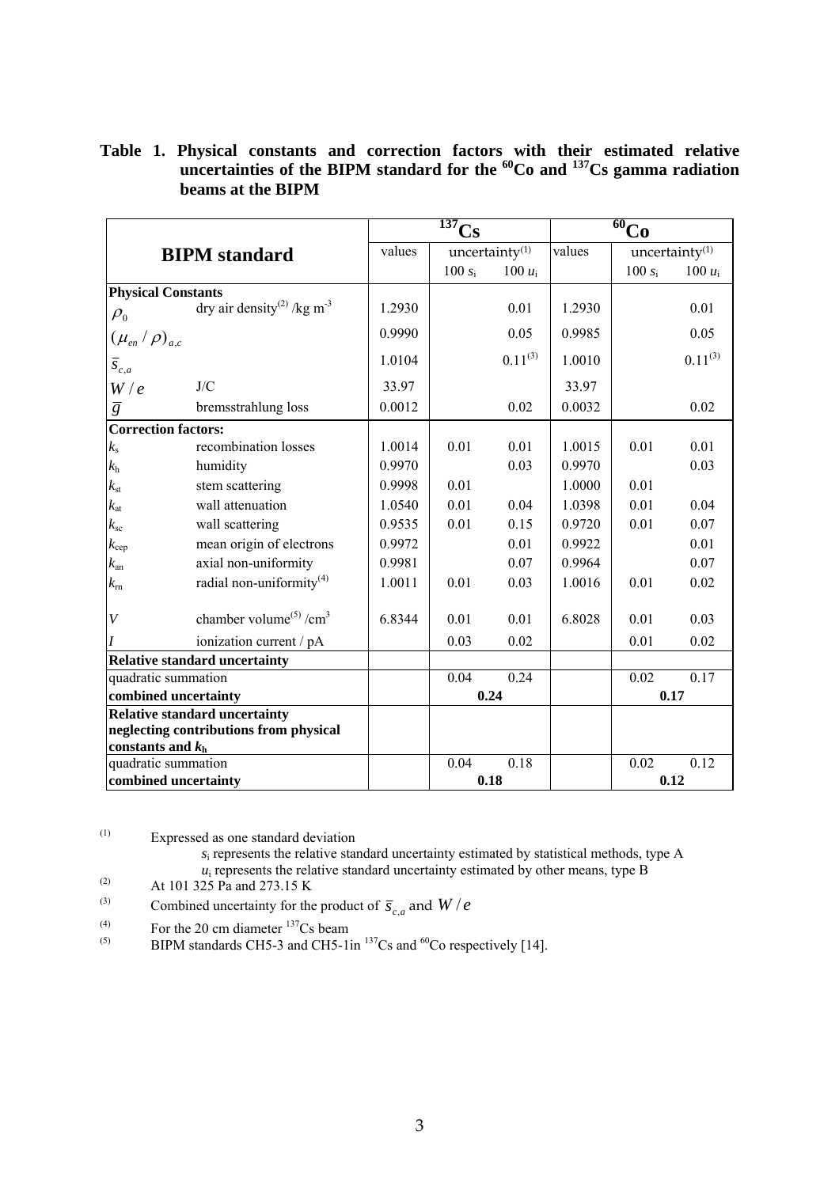**Table 1. Physical constants and correction factors with their estimated relative uncertainties of the BIPM standard for the $^{60}Co$ and $^{137}Cs$ gamma radiation beams at the BIPM**

| BIPM standard | | $^{137}$Cs values | uncertainty[(1)] 100 $s_i$ | 100 $u_i$ | $^{60}$Co values | uncertainty[(1)] 100 $s_i$ | 100 $u_i$ |
|---|---|---|---|---|---|---|---|
| **Physical Constants** | | | | | | | |
| $\rho_0$ | dry air density[(2)] /kg m$^{-3}$ | 1.2930 | | 0.01 | 1.2930 | | 0.01 |
| $(\mu_{en}/\rho)_{a,c}$ | | 0.9990 | | 0.05 | 0.9985 | | 0.05 |
| $\bar{s}_{c,a}$ | | 1.0104 | | 0.11[(3)] | 1.0010 | | 0.11[(3)] |
| $W/e$ | J/C | 33.97 | | | 33.97 | | |
| $\bar{g}$ | bremsstrahlung loss | 0.0012 | | 0.02 | 0.0032 | | 0.02 |
| **Correction factors:** | | | | | | | |
| $k_s$ | recombination losses | 1.0014 | 0.01 | 0.01 | 1.0015 | 0.01 | 0.01 |
| $k_h$ | humidity | 0.9970 | | 0.03 | 0.9970 | | 0.03 |
| $k_{st}$ | stem scattering | 0.9998 | 0.01 | | 1.0000 | 0.01 | |
| $k_{at}$ | wall attenuation | 1.0540 | 0.01 | 0.04 | 1.0398 | 0.01 | 0.04 |
| $k_{sc}$ | wall scattering | 0.9535 | 0.01 | 0.15 | 0.9720 | 0.01 | 0.07 |
| $k_{cep}$ | mean origin of electrons | 0.9972 | | 0.01 | 0.9922 | | 0.01 |
| $k_{an}$ | axial non-uniformity | 0.9981 | | 0.07 | 0.9964 | | 0.07 |
| $k_{rn}$ | radial non-uniformity[(4)] | 1.0011 | 0.01 | 0.03 | 1.0016 | 0.01 | 0.02 |
| $V$ | chamber volume[(5)] /cm$^3$ | 6.8344 | 0.01 | 0.01 | 6.8028 | 0.01 | 0.03 |
| $I$ | ionization current / pA | | 0.03 | 0.02 | | 0.01 | 0.02 |
| **Relative standard uncertainty** | | | | | | | |
| quadratic summation | | | 0.04 | 0.24 | | 0.02 | 0.17 |
| **combined uncertainty** | | | **0.24** | | | **0.17** | |
| **Relative standard uncertainty neglecting contributions from physical constants and $k_h$** | | | | | | | |
| quadratic summation | | | 0.04 | 0.18 | | 0.02 | 0.12 |
| **combined uncertainty** | | | **0.18** | | | **0.12** | |

(1) Expressed as one standard deviation
$s_i$ represents the relative standard uncertainty estimated by statistical methods, type A
$u_i$ represents the relative standard uncertainty estimated by other means, type B

(2) At 101 325 Pa and 273.15 K

(3) Combined uncertainty for the product of $\bar{s}_{c,a}$ and $W/e$

(4) For the 20 cm diameter $^{137}$Cs beam

(5) BIPM standards CH5-3 and CH5-1in $^{137}$Cs and $^{60}$Co respectively [14].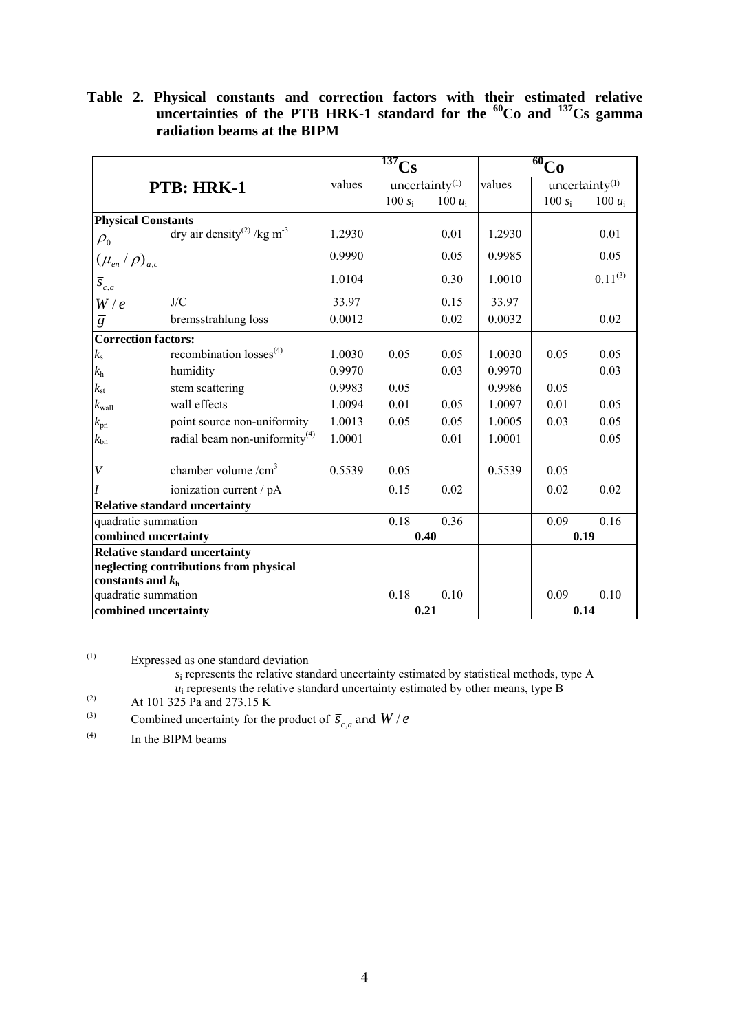**Table 2. Physical constants and correction factors with their estimated relative uncertainties of the PTB HRK-1 standard for the $^{60}$Co and $^{137}$Cs gamma radiation beams at the BIPM**

| PTB: HRK-1 | | $^{137}$Cs values | uncertainty[(1)] 100 $s_i$ | 100 $u_i$ | $^{60}$Co values | uncertainty[(1)] 100 $s_i$ | 100 $u_i$ |
|---|---|---|---|---|---|---|---|
| **Physical Constants** | | | | | | | |
| $\rho_0$ | dry air density[(2)] /kg m$^{-3}$ | 1.2930 | | 0.01 | 1.2930 | | 0.01 |
| $(\mu_{en}/\rho)_{a,c}$ | | 0.9990 | | 0.05 | 0.9985 | | 0.05 |
| $\bar{s}_{c,a}$ | | 1.0104 | | 0.30 | 1.0010 | | 0.11[(3)] |
| $W/e$ | J/C | 33.97 | | 0.15 | 33.97 | | |
| $\bar{g}$ | bremsstrahlung loss | 0.0012 | | 0.02 | 0.0032 | | 0.02 |
| **Correction factors:** | | | | | | | |
| $k_s$ | recombination losses[(4)] | 1.0030 | 0.05 | 0.05 | 1.0030 | 0.05 | 0.05 |
| $k_h$ | humidity | 0.9970 | | 0.03 | 0.9970 | | 0.03 |
| $k_{st}$ | stem scattering | 0.9983 | 0.05 | | 0.9986 | 0.05 | |
| $k_{wall}$ | wall effects | 1.0094 | 0.01 | 0.05 | 1.0097 | 0.01 | 0.05 |
| $k_{pn}$ | point source non-uniformity | 1.0013 | 0.05 | 0.05 | 1.0005 | 0.03 | 0.05 |
| $k_{bn}$ | radial beam non-uniformity[(4)] | 1.0001 | | 0.01 | 1.0001 | | 0.05 |
| $V$ | chamber volume /cm$^3$ | 0.5539 | 0.05 | | 0.5539 | 0.05 | |
| $I$ | ionization current / pA | | 0.15 | 0.02 | | 0.02 | 0.02 |
| **Relative standard uncertainty** | | | | | | | |
| quadratic summation | | | 0.18 | 0.36 | | 0.09 | 0.16 |
| **combined uncertainty** | | | **0.40** | | | **0.19** | |
| **Relative standard uncertainty neglecting contributions from physical constants and $k_h$** | | | | | | | |
| quadratic summation | | | 0.18 | 0.10 | | 0.09 | 0.10 |
| **combined uncertainty** | | | **0.21** | | | **0.14** | |

(1) Expressed as one standard deviation
$s_i$ represents the relative standard uncertainty estimated by statistical methods, type A
$u_i$ represents the relative standard uncertainty estimated by other means, type B

(2) At 101 325 Pa and 273.15 K

(3) Combined uncertainty for the product of $\bar{s}_{c,a}$ and $W/e$

(4) In the BIPM beams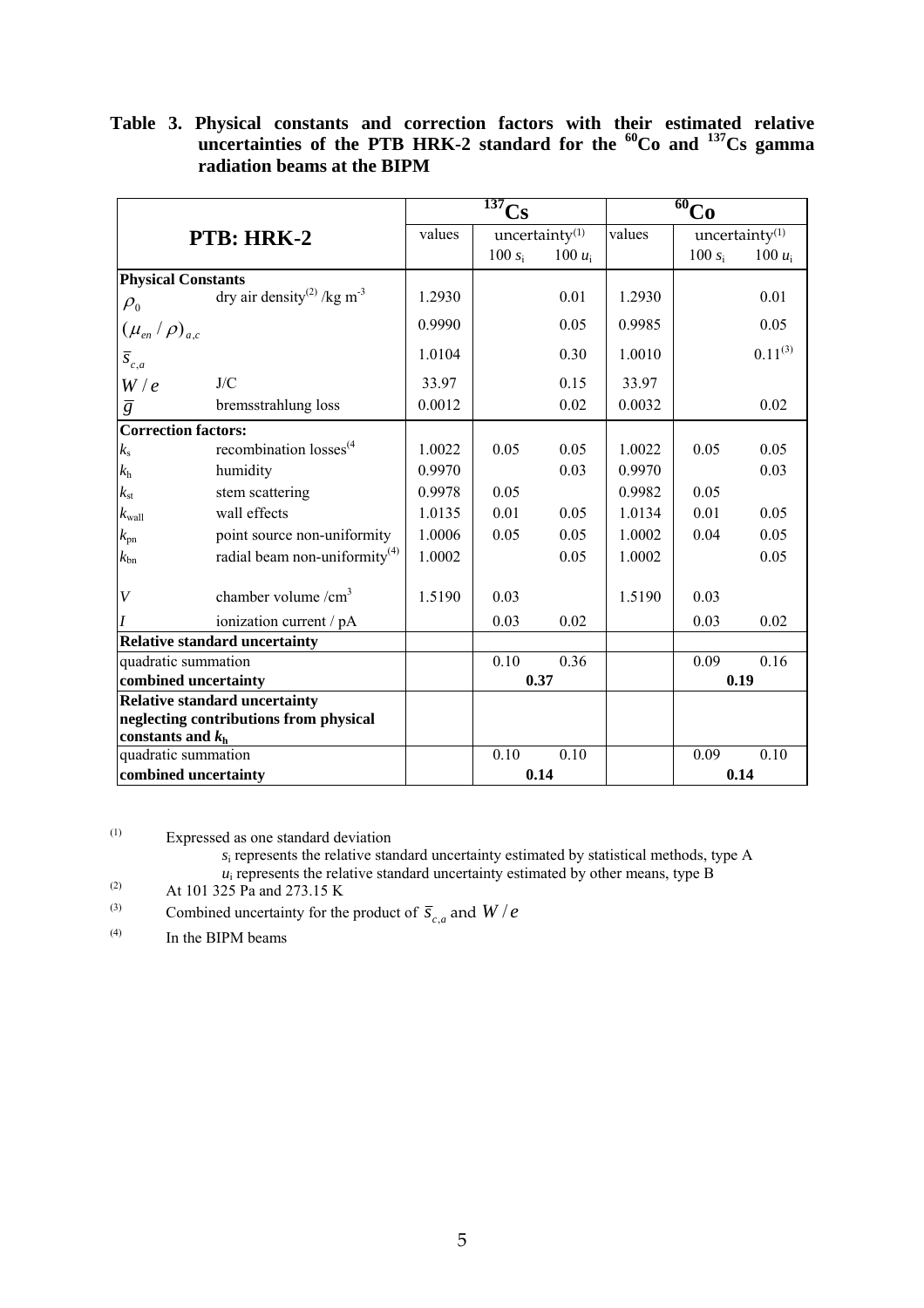**Table 3. Physical constants and correction factors with their estimated relative uncertainties of the PTB HRK-2 standard for the $^{60}$Co and $^{137}$Cs gamma radiation beams at the BIPM**

| **PTB: HRK-2** | | $^{137}$Cs | | | $^{60}$Co | | |
|---|---|---|---|---|---|---|---|
| | | values | uncertainty[1] | | values | uncertainty[1] | |
| | | | $100\ s_i$ | $100\ u_i$ | | $100\ s_i$ | $100\ u_i$ |
| **Physical Constants** | | | | | | | |
| $\rho_0$ | dry air density[2] /kg m$^{-3}$ | 1.2930 | | 0.01 | 1.2930 | | 0.01 |
| $(\mu_{en}/\rho)_{a,c}$ | | 0.9990 | | 0.05 | 0.9985 | | 0.05 |
| $\bar{s}_{c,a}$ | | 1.0104 | | 0.30 | 1.0010 | | 0.11[3] |
| $W/e$ | J/C | 33.97 | | 0.15 | 33.97 | | |
| $\bar{g}$ | bremsstrahlung loss | 0.0012 | | 0.02 | 0.0032 | | 0.02 |
| **Correction factors:** | | | | | | | |
| $k_s$ | recombination losses[4] | 1.0022 | 0.05 | 0.05 | 1.0022 | 0.05 | 0.05 |
| $k_h$ | humidity | 0.9970 | | 0.03 | 0.9970 | | 0.03 |
| $k_{st}$ | stem scattering | 0.9978 | 0.05 | | 0.9982 | 0.05 | |
| $k_{wall}$ | wall effects | 1.0135 | 0.01 | 0.05 | 1.0134 | 0.01 | 0.05 |
| $k_{pn}$ | point source non-uniformity | 1.0006 | 0.05 | 0.05 | 1.0002 | 0.04 | 0.05 |
| $k_{bn}$ | radial beam non-uniformity[4] | 1.0002 | | 0.05 | 1.0002 | | 0.05 |
| $V$ | chamber volume /cm$^3$ | 1.5190 | 0.03 | | 1.5190 | 0.03 | |
| $I$ | ionization current / pA | | 0.03 | 0.02 | | 0.03 | 0.02 |
| **Relative standard uncertainty** | | | | | | | |
| quadratic summation | | | 0.10 | 0.36 | | 0.09 | 0.16 |
| **combined uncertainty** | | | **0.37** | | | **0.19** | |
| **Relative standard uncertainty neglecting contributions from physical constants and $k_h$** | | | | | | | |
| quadratic summation | | | 0.10 | 0.10 | | 0.09 | 0.10 |
| **combined uncertainty** | | | **0.14** | | | **0.14** | |

(1) Expressed as one standard deviation
$s_i$ represents the relative standard uncertainty estimated by statistical methods, type A
$u_i$ represents the relative standard uncertainty estimated by other means, type B

(2) At 101 325 Pa and 273.15 K

(3) Combined uncertainty for the product of $\bar{s}_{c,a}$ and $W/e$

(4) In the BIPM beams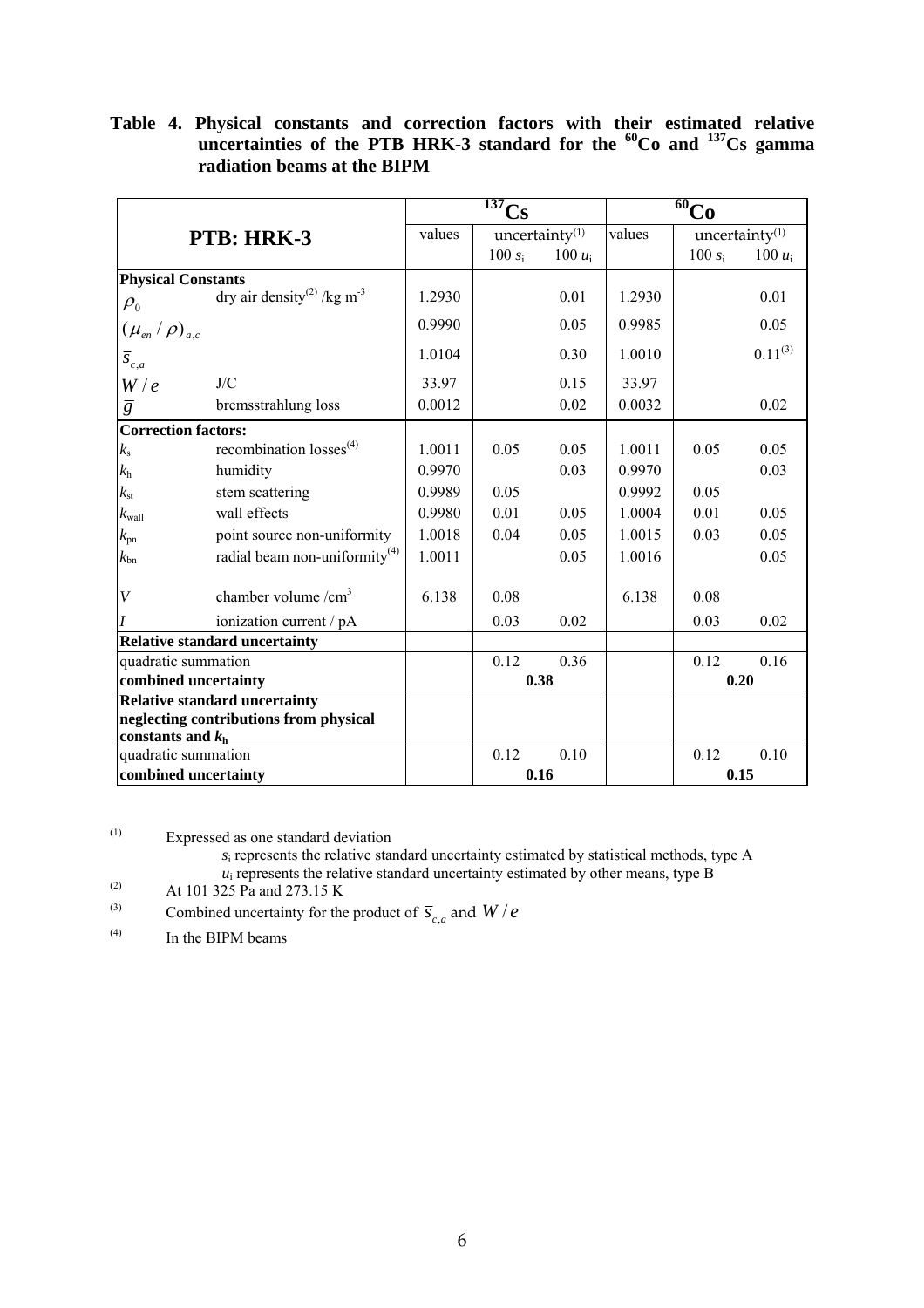**Table 4. Physical constants and correction factors with their estimated relative uncertainties of the PTB HRK-3 standard for the $^{60}$Co and $^{137}$Cs gamma radiation beams at the BIPM**

| PTB: HRK-3 | | $^{137}$Cs values | uncertainty(1) 100 $s_i$ | 100 $u_i$ | $^{60}$Co values | uncertainty(1) 100 $s_i$ | 100 $u_i$ |
|---|---|---|---|---|---|---|---|
| **Physical Constants** | | | | | | | |
| $\rho_0$ | dry air density(2) /kg m$^{-3}$ | 1.2930 | | 0.01 | 1.2930 | | 0.01 |
| $(\mu_{en}/\rho)_{a,c}$ | | 0.9990 | | 0.05 | 0.9985 | | 0.05 |
| $\overline{s}_{c,a}$ | | 1.0104 | | 0.30 | 1.0010 | | 0.11(3) |
| $W/e$ | J/C | 33.97 | | 0.15 | 33.97 | | |
| $\overline{g}$ | bremsstrahlung loss | 0.0012 | | 0.02 | 0.0032 | | 0.02 |
| **Correction factors:** | | | | | | | |
| $k_s$ | recombination losses(4) | 1.0011 | 0.05 | 0.05 | 1.0011 | 0.05 | 0.05 |
| $k_h$ | humidity | 0.9970 | | 0.03 | 0.9970 | | 0.03 |
| $k_{st}$ | stem scattering | 0.9989 | 0.05 | | 0.9992 | 0.05 | |
| $k_{wall}$ | wall effects | 0.9980 | 0.01 | 0.05 | 1.0004 | 0.01 | 0.05 |
| $k_{pn}$ | point source non-uniformity | 1.0018 | 0.04 | 0.05 | 1.0015 | 0.03 | 0.05 |
| $k_{bn}$ | radial beam non-uniformity(4) | 1.0011 | | 0.05 | 1.0016 | | 0.05 |
| $V$ | chamber volume /cm$^3$ | 6.138 | 0.08 | | 6.138 | 0.08 | |
| $I$ | ionization current / pA | | 0.03 | 0.02 | | 0.03 | 0.02 |
| **Relative standard uncertainty** | | | | | | | |
| quadratic summation | | | 0.12 | 0.36 | | 0.12 | 0.16 |
| **combined uncertainty** | | | **0.38** | | | **0.20** | |
| **Relative standard uncertainty neglecting contributions from physical constants and $k_h$** | | | | | | | |
| quadratic summation | | | 0.12 | 0.10 | | 0.12 | 0.10 |
| **combined uncertainty** | | | **0.16** | | | **0.15** | |

(1) Expressed as one standard deviation
$s_i$ represents the relative standard uncertainty estimated by statistical methods, type A
$u_i$ represents the relative standard uncertainty estimated by other means, type B

(2) At 101 325 Pa and 273.15 K

(3) Combined uncertainty for the product of $\overline{s}_{c,a}$ and $W/e$

(4) In the BIPM beams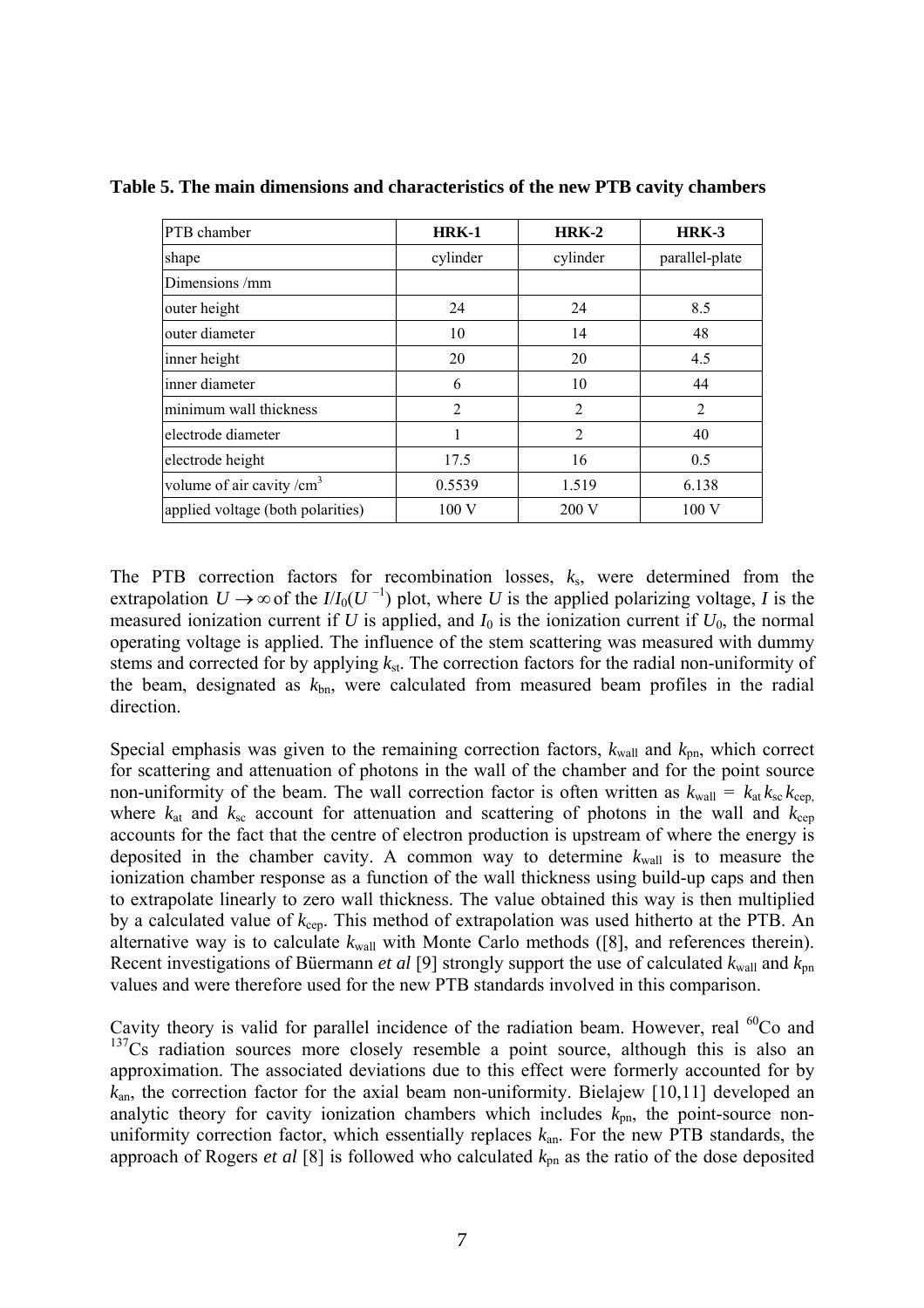**Table 5. The main dimensions and characteristics of the new PTB cavity chambers**

| PTB chamber | **HRK-1** | **HRK-2** | **HRK-3** |
|---|---|---|---|
| shape | cylinder | cylinder | parallel-plate |
| Dimensions /mm | | | |
| outer height | 24 | 24 | 8.5 |
| outer diameter | 10 | 14 | 48 |
| inner height | 20 | 20 | 4.5 |
| inner diameter | 6 | 10 | 44 |
| minimum wall thickness | 2 | 2 | 2 |
| electrode diameter | 1 | 2 | 40 |
| electrode height | 17.5 | 16 | 0.5 |
| volume of air cavity /cm$^3$ | 0.5539 | 1.519 | 6.138 |
| applied voltage (both polarities) | 100 V | 200 V | 100 V |

The PTB correction factors for recombination losses, $k_s$, were determined from the extrapolation $U \rightarrow \infty$ of the $I/I_0(U^{-1})$ plot, where $U$ is the applied polarizing voltage, $I$ is the measured ionization current if $U$ is applied, and $I_0$ is the ionization current if $U_0$, the normal operating voltage is applied. The influence of the stem scattering was measured with dummy stems and corrected for by applying $k_{st}$. The correction factors for the radial non-uniformity of the beam, designated as $k_{bn}$, were calculated from measured beam profiles in the radial direction.

Special emphasis was given to the remaining correction factors, $k_{wall}$ and $k_{pn}$, which correct for scattering and attenuation of photons in the wall of the chamber and for the point source non-uniformity of the beam. The wall correction factor is often written as $k_{wall} = k_{at}\,k_{sc}\,k_{cep}$, where $k_{at}$ and $k_{sc}$ account for attenuation and scattering of photons in the wall and $k_{cep}$ accounts for the fact that the centre of electron production is upstream of where the energy is deposited in the chamber cavity. A common way to determine $k_{wall}$ is to measure the ionization chamber response as a function of the wall thickness using build-up caps and then to extrapolate linearly to zero wall thickness. The value obtained this way is then multiplied by a calculated value of $k_{cep}$. This method of extrapolation was used hitherto at the PTB. An alternative way is to calculate $k_{wall}$ with Monte Carlo methods ([8], and references therein). Recent investigations of Büermann *et al* [9] strongly support the use of calculated $k_{wall}$ and $k_{pn}$ values and were therefore used for the new PTB standards involved in this comparison.

Cavity theory is valid for parallel incidence of the radiation beam. However, real $^{60}$Co and $^{137}$Cs radiation sources more closely resemble a point source, although this is also an approximation. The associated deviations due to this effect were formerly accounted for by $k_{an}$, the correction factor for the axial beam non-uniformity. Bielajew [10,11] developed an analytic theory for cavity ionization chambers which includes $k_{pn}$, the point-source non-uniformity correction factor, which essentially replaces $k_{an}$. For the new PTB standards, the approach of Rogers *et al* [8] is followed who calculated $k_{pn}$ as the ratio of the dose deposited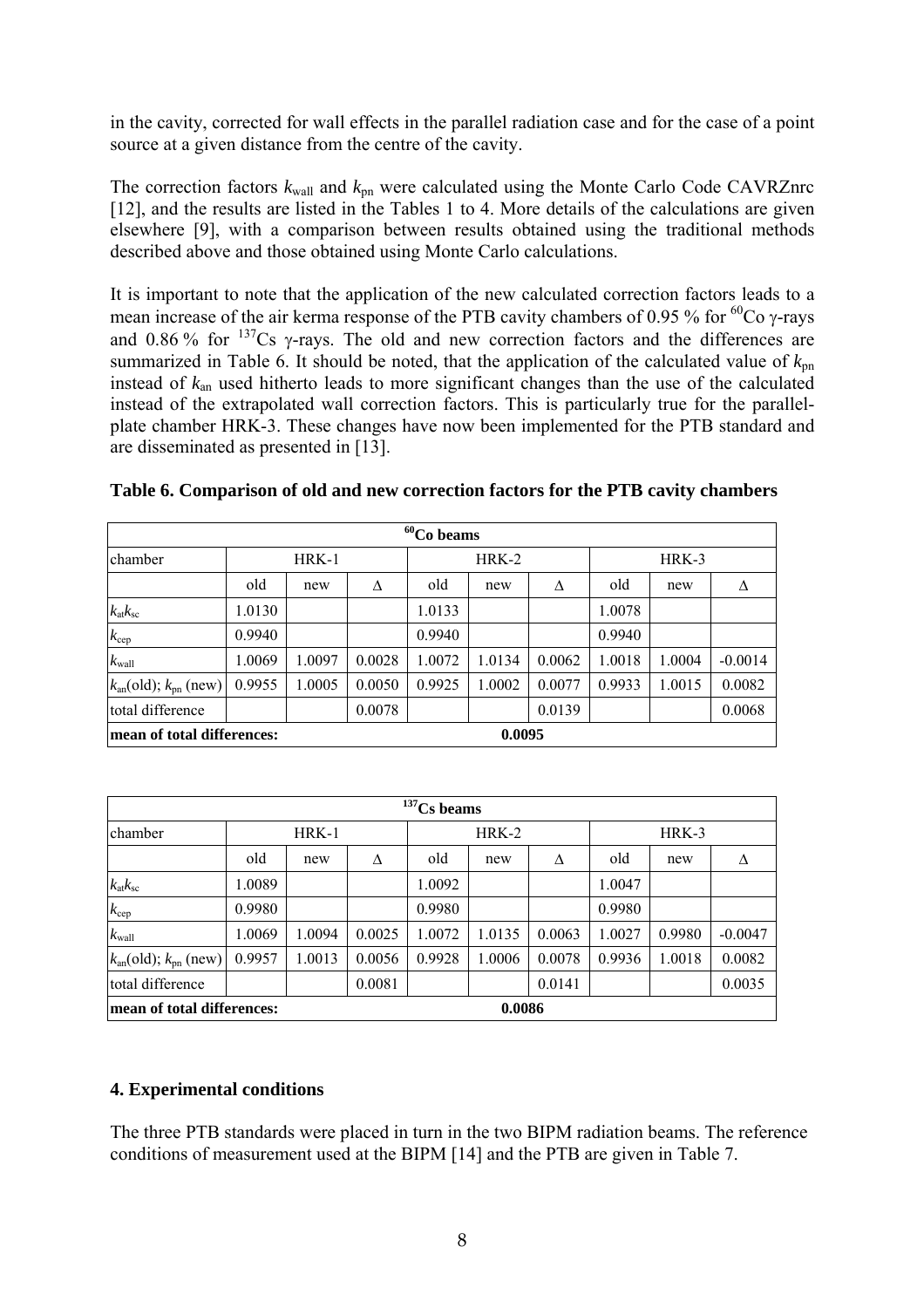in the cavity, corrected for wall effects in the parallel radiation case and for the case of a point source at a given distance from the centre of the cavity.

The correction factors $k_{wall}$ and $k_{pn}$ were calculated using the Monte Carlo Code CAVRZnrc [12], and the results are listed in the Tables 1 to 4. More details of the calculations are given elsewhere [9], with a comparison between results obtained using the traditional methods described above and those obtained using Monte Carlo calculations.

It is important to note that the application of the new calculated correction factors leads to a mean increase of the air kerma response of the PTB cavity chambers of 0.95 % for $^{60}$Co γ-rays and 0.86 % for $^{137}$Cs γ-rays. The old and new correction factors and the differences are summarized in Table 6. It should be noted, that the application of the calculated value of $k_{pn}$ instead of $k_{an}$ used hitherto leads to more significant changes than the use of the calculated instead of the extrapolated wall correction factors. This is particularly true for the parallel-plate chamber HRK-3. These changes have now been implemented for the PTB standard and are disseminated as presented in [13].

**Table 6. Comparison of old and new correction factors for the PTB cavity chambers**

| $^{60}$Co beams | | | | | | | | | |
|---|---|---|---|---|---|---|---|---|---|
| chamber | HRK-1 | | | HRK-2 | | | HRK-3 | | |
| | old | new | Δ | old | new | Δ | old | new | Δ |
| $k_{at}k_{sc}$ | 1.0130 | | | 1.0133 | | | 1.0078 | | |
| $k_{cep}$ | 0.9940 | | | 0.9940 | | | 0.9940 | | |
| $k_{wall}$ | 1.0069 | 1.0097 | 0.0028 | 1.0072 | 1.0134 | 0.0062 | 1.0018 | 1.0004 | -0.0014 |
| $k_{an}$(old); $k_{pn}$ (new) | 0.9955 | 1.0005 | 0.0050 | 0.9925 | 1.0002 | 0.0077 | 0.9933 | 1.0015 | 0.0082 |
| total difference | | | 0.0078 | | | 0.0139 | | | 0.0068 |
| **mean of total differences:** | | | | | **0.0095** | | | | |

| $^{137}$Cs beams | | | | | | | | | |
|---|---|---|---|---|---|---|---|---|---|
| chamber | HRK-1 | | | HRK-2 | | | HRK-3 | | |
| | old | new | Δ | old | new | Δ | old | new | Δ |
| $k_{at}k_{sc}$ | 1.0089 | | | 1.0092 | | | 1.0047 | | |
| $k_{cep}$ | 0.9980 | | | 0.9980 | | | 0.9980 | | |
| $k_{wall}$ | 1.0069 | 1.0094 | 0.0025 | 1.0072 | 1.0135 | 0.0063 | 1.0027 | 0.9980 | -0.0047 |
| $k_{an}$(old); $k_{pn}$ (new) | 0.9957 | 1.0013 | 0.0056 | 0.9928 | 1.0006 | 0.0078 | 0.9936 | 1.0018 | 0.0082 |
| total difference | | | 0.0081 | | | 0.0141 | | | 0.0035 |
| **mean of total differences:** | | | | | **0.0086** | | | | |

## 4. Experimental conditions

The three PTB standards were placed in turn in the two BIPM radiation beams. The reference conditions of measurement used at the BIPM [14] and the PTB are given in Table 7.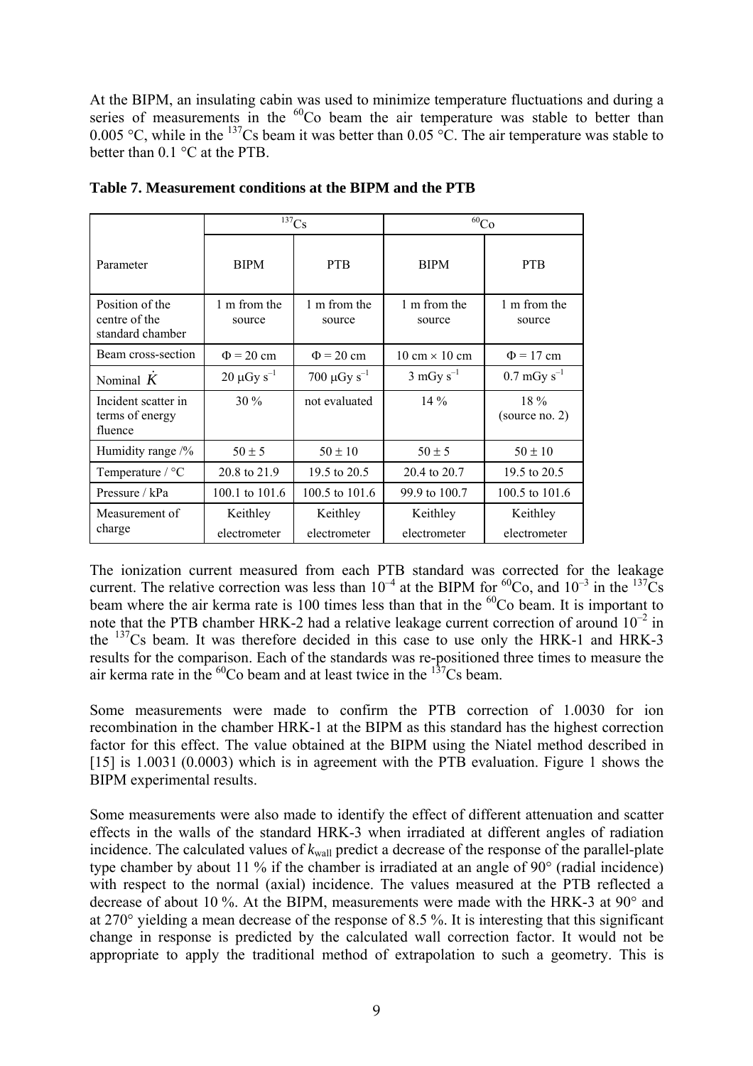At the BIPM, an insulating cabin was used to minimize temperature fluctuations and during a series of measurements in the $^{60}Co$ beam the air temperature was stable to better than 0.005 °C, while in the $^{137}Cs$ beam it was better than 0.05 °C. The air temperature was stable to better than 0.1 °C at the PTB.

**Table 7. Measurement conditions at the BIPM and the PTB**

| | $^{137}Cs$ | | $^{60}Co$ | |
|---|---|---|---|---|
| Parameter | BIPM | PTB | BIPM | PTB |
| Position of the centre of the standard chamber | 1 m from the source | 1 m from the source | 1 m from the source | 1 m from the source |
| Beam cross-section | $\Phi = 20$ cm | $\Phi = 20$ cm | 10 cm × 10 cm | $\Phi = 17$ cm |
| Nominal $\dot{K}$ | 20 μGy s$^{-1}$ | 700 μGy s$^{-1}$ | 3 mGy s$^{-1}$ | 0.7 mGy s$^{-1}$ |
| Incident scatter in terms of energy fluence | 30 % | not evaluated | 14 % | 18 % (source no. 2) |
| Humidity range /% | 50 ± 5 | 50 ± 10 | 50 ± 5 | 50 ± 10 |
| Temperature / °C | 20.8 to 21.9 | 19.5 to 20.5 | 20.4 to 20.7 | 19.5 to 20.5 |
| Pressure / kPa | 100.1 to 101.6 | 100.5 to 101.6 | 99.9 to 100.7 | 100.5 to 101.6 |
| Measurement of charge | Keithley electrometer | Keithley electrometer | Keithley electrometer | Keithley electrometer |

The ionization current measured from each PTB standard was corrected for the leakage current. The relative correction was less than $10^{-4}$ at the BIPM for $^{60}Co$, and $10^{-3}$ in the $^{137}Cs$ beam where the air kerma rate is 100 times less than that in the $^{60}Co$ beam. It is important to note that the PTB chamber HRK-2 had a relative leakage current correction of around $10^{-2}$ in the $^{137}Cs$ beam. It was therefore decided in this case to use only the HRK-1 and HRK-3 results for the comparison. Each of the standards was re-positioned three times to measure the air kerma rate in the $^{60}Co$ beam and at least twice in the $^{137}Cs$ beam.

Some measurements were made to confirm the PTB correction of 1.0030 for ion recombination in the chamber HRK-1 at the BIPM as this standard has the highest correction factor for this effect. The value obtained at the BIPM using the Niatel method described in [15] is 1.0031 (0.0003) which is in agreement with the PTB evaluation. Figure 1 shows the BIPM experimental results.

Some measurements were also made to identify the effect of different attenuation and scatter effects in the walls of the standard HRK-3 when irradiated at different angles of radiation incidence. The calculated values of $k_{wall}$ predict a decrease of the response of the parallel-plate type chamber by about 11 % if the chamber is irradiated at an angle of 90° (radial incidence) with respect to the normal (axial) incidence. The values measured at the PTB reflected a decrease of about 10 %. At the BIPM, measurements were made with the HRK-3 at 90° and at 270° yielding a mean decrease of the response of 8.5 %. It is interesting that this significant change in response is predicted by the calculated wall correction factor. It would not be appropriate to apply the traditional method of extrapolation to such a geometry. This is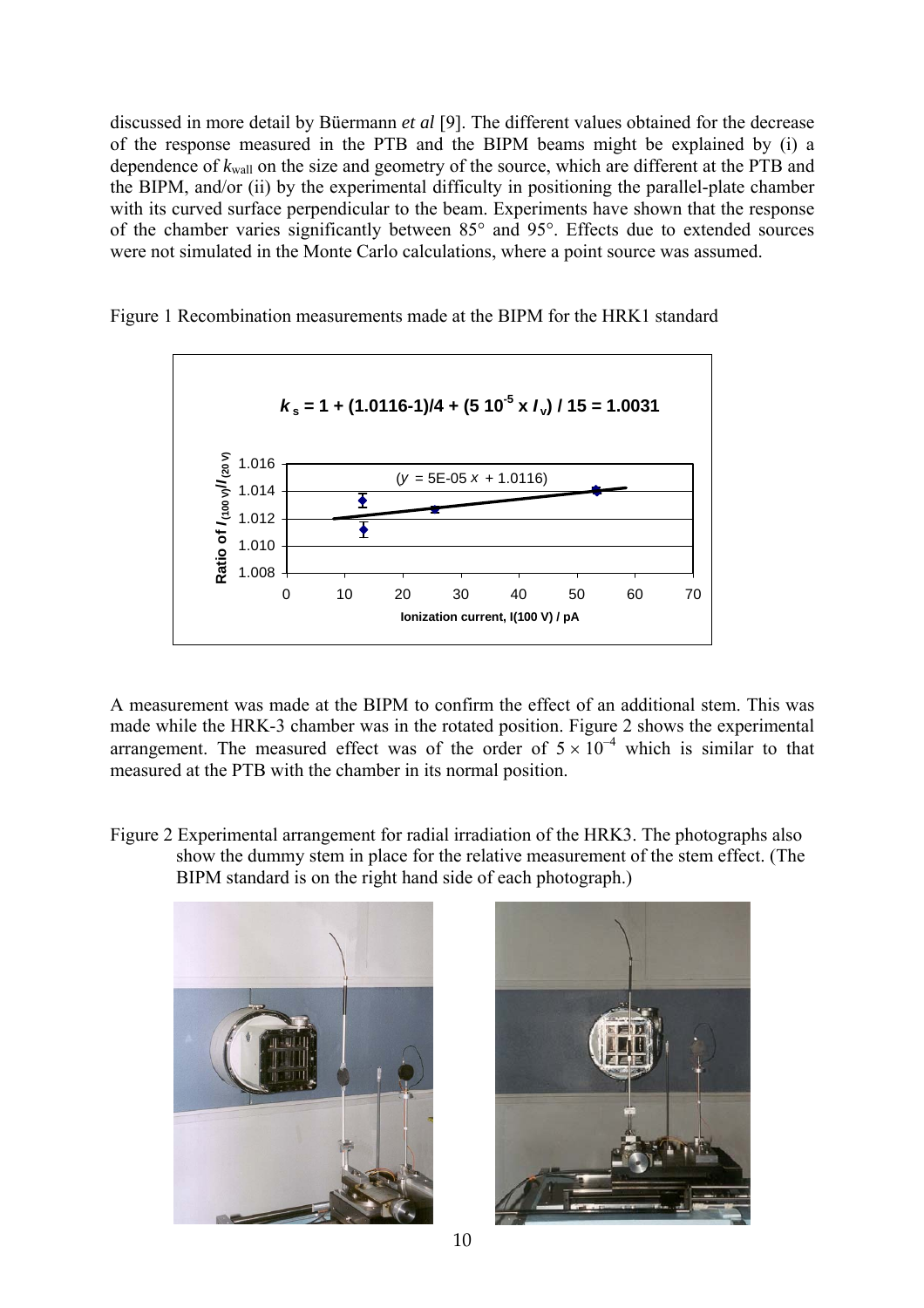discussed in more detail by Büermann *et al* [9]. The different values obtained for the decrease of the response measured in the PTB and the BIPM beams might be explained by (i) a dependence of $k_{wall}$ on the size and geometry of the source, which are different at the PTB and the BIPM, and/or (ii) by the experimental difficulty in positioning the parallel-plate chamber with its curved surface perpendicular to the beam. Experiments have shown that the response of the chamber varies significantly between 85° and 95°. Effects due to extended sources were not simulated in the Monte Carlo calculations, where a point source was assumed.

Figure 1 Recombination measurements made at the BIPM for the HRK1 standard

$$k_s = 1 + (1.0116-1)/4 + (5\ 10^{-5} \times I_v) / 15 = 1.0031$$

($y$ = 5E-05 $x$ + 1.0116)

Ratio of $I_{(100\ V)}/I_{(20\ V)}$

Ionization current, I(100 V) / pA

A measurement was made at the BIPM to confirm the effect of an additional stem. This was made while the HRK-3 chamber was in the rotated position. Figure 2 shows the experimental arrangement. The measured effect was of the order of $5 \times 10^{-4}$ which is similar to that measured at the PTB with the chamber in its normal position.

Figure 2 Experimental arrangement for radial irradiation of the HRK3. The photographs also show the dummy stem in place for the relative measurement of the stem effect. (The BIPM standard is on the right hand side of each photograph.)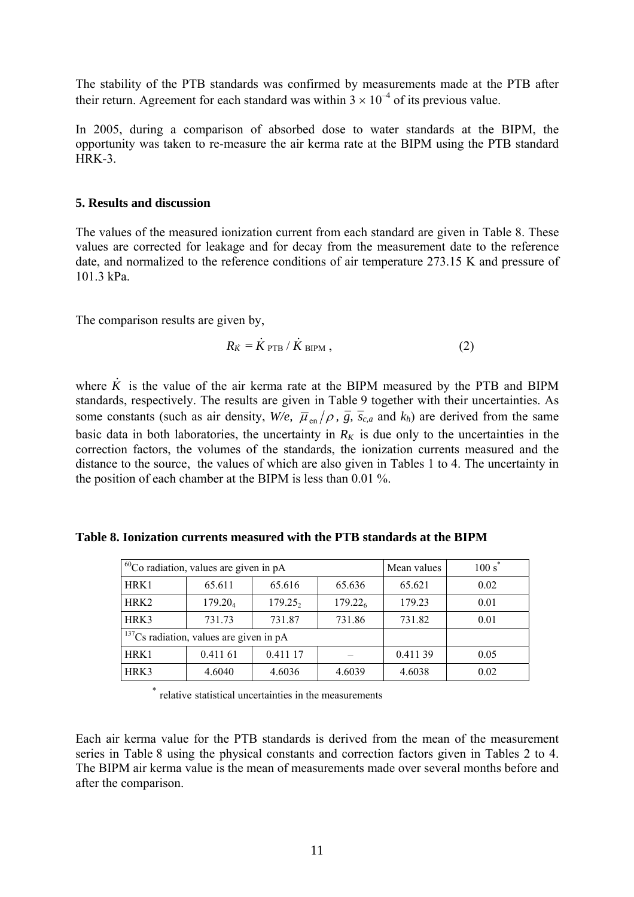The stability of the PTB standards was confirmed by measurements made at the PTB after their return. Agreement for each standard was within $3 \times 10^{-4}$ of its previous value.

In 2005, during a comparison of absorbed dose to water standards at the BIPM, the opportunity was taken to re-measure the air kerma rate at the BIPM using the PTB standard HRK-3.

### 5. Results and discussion

The values of the measured ionization current from each standard are given in Table 8. These values are corrected for leakage and for decay from the measurement date to the reference date, and normalized to the reference conditions of air temperature 273.15 K and pressure of 101.3 kPa.

The comparison results are given by,

$$R_{\dot{K}} = \dot{K}_{\text{PTB}} / \dot{K}_{\text{BIPM}} , \qquad (2)$$

where $\dot{K}$ is the value of the air kerma rate at the BIPM measured by the PTB and BIPM standards, respectively. The results are given in Table 9 together with their uncertainties. As some constants (such as air density, $W/e$, $\bar{\mu}_{\text{en}}/\rho$, $\bar{g}$, $\bar{s}_{c,a}$ and $k_h$) are derived from the same basic data in both laboratories, the uncertainty in $R_K$ is due only to the uncertainties in the correction factors, the volumes of the standards, the ionization currents measured and the distance to the source, the values of which are also given in Tables 1 to 4. The uncertainty in the position of each chamber at the BIPM is less than 0.01 %.

**Table 8. Ionization currents measured with the PTB standards at the BIPM**

| $^{60}$Co radiation, values are given in pA | | | | Mean values | 100 s* |
|---|---|---|---|---|---|
| HRK1 | 65.611 | 65.616 | 65.636 | 65.621 | 0.02 |
| HRK2 | $179.20_4$ | $179.25_2$ | $179.22_6$ | 179.23 | 0.01 |
| HRK3 | 731.73 | 731.87 | 731.86 | 731.82 | 0.01 |
| $^{137}$Cs radiation, values are given in pA | | | | | |
| HRK1 | 0.411 61 | 0.411 17 | – | 0.411 39 | 0.05 |
| HRK3 | 4.6040 | 4.6036 | 4.6039 | 4.6038 | 0.02 |

\* relative statistical uncertainties in the measurements

Each air kerma value for the PTB standards is derived from the mean of the measurement series in Table 8 using the physical constants and correction factors given in Tables 2 to 4. The BIPM air kerma value is the mean of measurements made over several months before and after the comparison.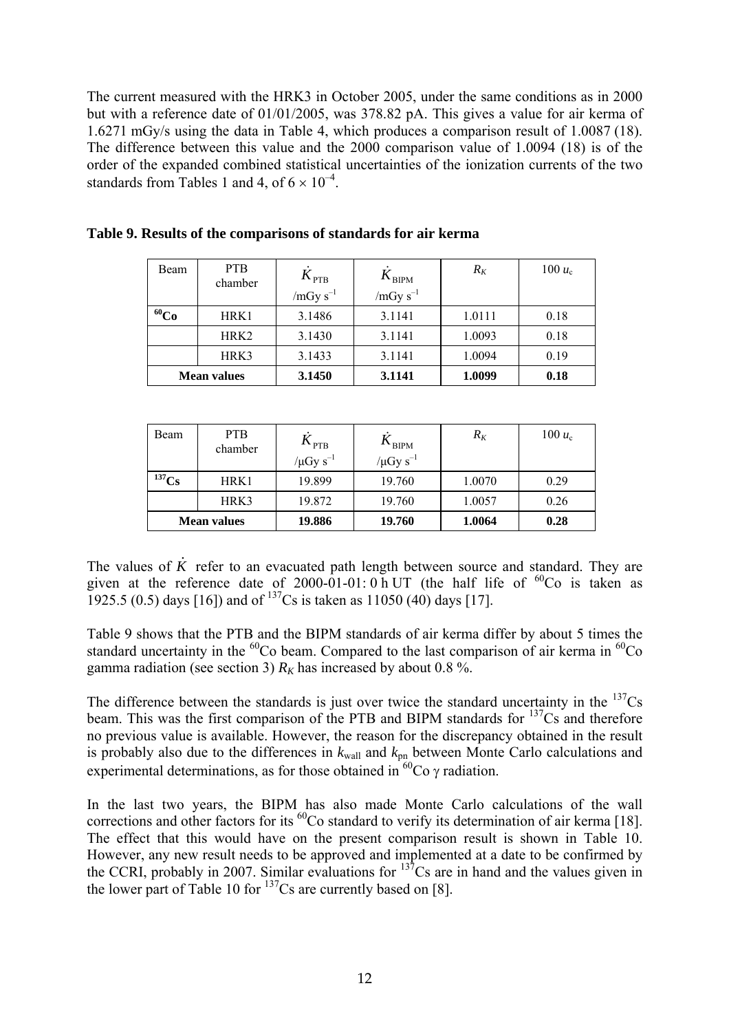The current measured with the HRK3 in October 2005, under the same conditions as in 2000 but with a reference date of 01/01/2005, was 378.82 pA. This gives a value for air kerma of 1.6271 mGy/s using the data in Table 4, which produces a comparison result of 1.0087 (18). The difference between this value and the 2000 comparison value of 1.0094 (18) is of the order of the expanded combined statistical uncertainties of the ionization currents of the two standards from Tables 1 and 4, of $6 \times 10^{-4}$.

**Table 9. Results of the comparisons of standards for air kerma**

| Beam | PTB chamber | $\dot{K}_{\mathrm{PTB}}$ /mGy s$^{-1}$ | $\dot{K}_{\mathrm{BIPM}}$ /mGy s$^{-1}$ | $R_K$ | 100 $u_c$ |
|---|---|---|---|---|---|
| **$^{60}$Co** | HRK1 | 3.1486 | 3.1141 | 1.0111 | 0.18 |
| | HRK2 | 3.1430 | 3.1141 | 1.0093 | 0.18 |
| | HRK3 | 3.1433 | 3.1141 | 1.0094 | 0.19 |
| **Mean values** | | **3.1450** | **3.1141** | **1.0099** | **0.18** |

| Beam | PTB chamber | $\dot{K}_{\mathrm{PTB}}$ /μGy s$^{-1}$ | $\dot{K}_{\mathrm{BIPM}}$ /μGy s$^{-1}$ | $R_K$ | 100 $u_c$ |
|---|---|---|---|---|---|
| **$^{137}$Cs** | HRK1 | 19.899 | 19.760 | 1.0070 | 0.29 |
| | HRK3 | 19.872 | 19.760 | 1.0057 | 0.26 |
| **Mean values** | | **19.886** | **19.760** | **1.0064** | **0.28** |

The values of $\dot{K}$ refer to an evacuated path length between source and standard. They are given at the reference date of 2000-01-01: 0 h UT (the half life of $^{60}$Co is taken as 1925.5 (0.5) days [16]) and of $^{137}$Cs is taken as 11050 (40) days [17].

Table 9 shows that the PTB and the BIPM standards of air kerma differ by about 5 times the standard uncertainty in the $^{60}$Co beam. Compared to the last comparison of air kerma in $^{60}$Co gamma radiation (see section 3) $R_K$ has increased by about 0.8 %.

The difference between the standards is just over twice the standard uncertainty in the $^{137}$Cs beam. This was the first comparison of the PTB and BIPM standards for $^{137}$Cs and therefore no previous value is available. However, the reason for the discrepancy obtained in the result is probably also due to the differences in $k_{\mathrm{wall}}$ and $k_{\mathrm{pn}}$ between Monte Carlo calculations and experimental determinations, as for those obtained in $^{60}$Co γ radiation.

In the last two years, the BIPM has also made Monte Carlo calculations of the wall corrections and other factors for its $^{60}$Co standard to verify its determination of air kerma [18]. The effect that this would have on the present comparison result is shown in Table 10. However, any new result needs to be approved and implemented at a date to be confirmed by the CCRI, probably in 2007. Similar evaluations for $^{137}$Cs are in hand and the values given in the lower part of Table 10 for $^{137}$Cs are currently based on [8].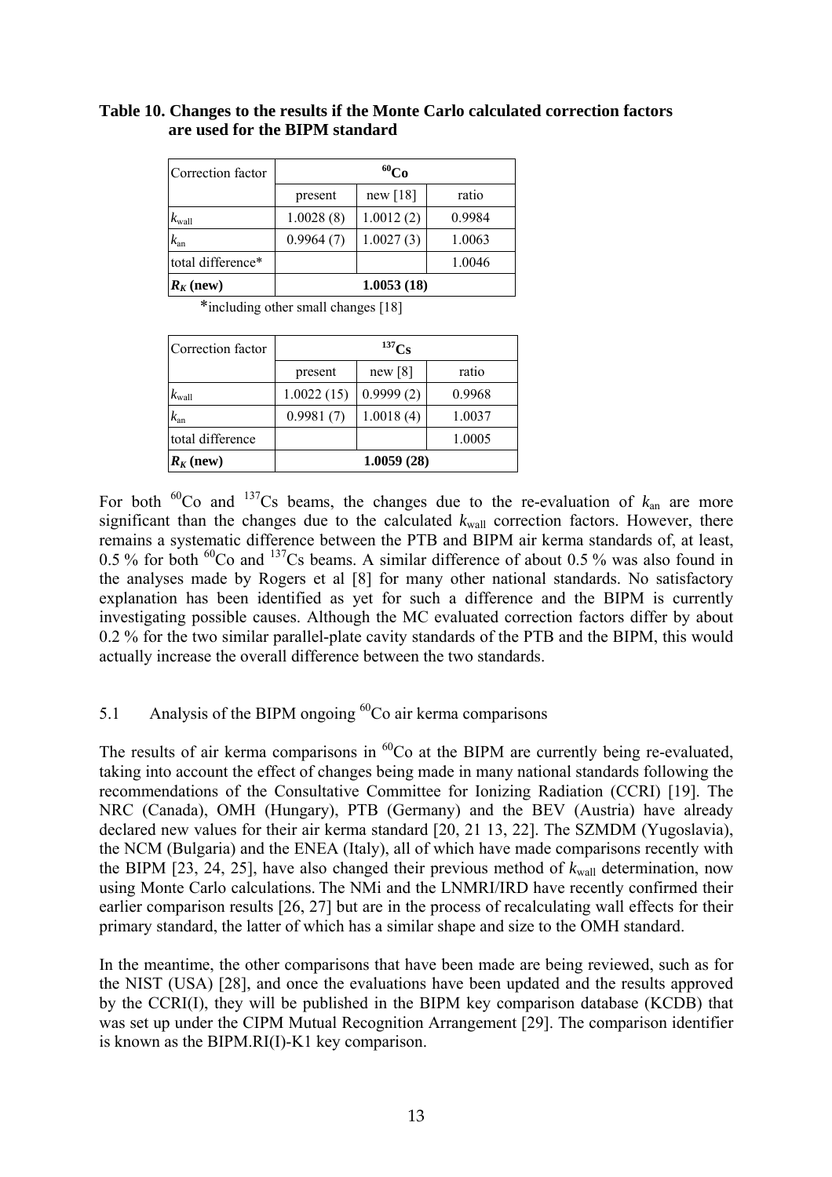**Table 10. Changes to the results if the Monte Carlo calculated correction factors are used for the BIPM standard**

| Correction factor | $^{60}$Co | | |
|---|---|---|---|
| | present | new [18] | ratio |
| $k_{wall}$ | 1.0028 (8) | 1.0012 (2) | 0.9984 |
| $k_{an}$ | 0.9964 (7) | 1.0027 (3) | 1.0063 |
| total difference* | | | 1.0046 |
| $R_K$ **(new)** | **1.0053 (18)** | | |

*including other small changes [18]

| Correction factor | $^{137}$Cs | | |
|---|---|---|---|
| | present | new [8] | ratio |
| $k_{wall}$ | 1.0022 (15) | 0.9999 (2) | 0.9968 |
| $k_{an}$ | 0.9981 (7) | 1.0018 (4) | 1.0037 |
| total difference | | | 1.0005 |
| $R_K$ **(new)** | **1.0059 (28)** | | |

For both $^{60}$Co and $^{137}$Cs beams, the changes due to the re-evaluation of $k_{an}$ are more significant than the changes due to the calculated $k_{wall}$ correction factors. However, there remains a systematic difference between the PTB and BIPM air kerma standards of, at least, 0.5 % for both $^{60}$Co and $^{137}$Cs beams. A similar difference of about 0.5 % was also found in the analyses made by Rogers et al [8] for many other national standards. No satisfactory explanation has been identified as yet for such a difference and the BIPM is currently investigating possible causes. Although the MC evaluated correction factors differ by about 0.2 % for the two similar parallel-plate cavity standards of the PTB and the BIPM, this would actually increase the overall difference between the two standards.

## 5.1 Analysis of the BIPM ongoing $^{60}$Co air kerma comparisons

The results of air kerma comparisons in $^{60}$Co at the BIPM are currently being re-evaluated, taking into account the effect of changes being made in many national standards following the recommendations of the Consultative Committee for Ionizing Radiation (CCRI) [19]. The NRC (Canada), OMH (Hungary), PTB (Germany) and the BEV (Austria) have already declared new values for their air kerma standard [20, 21 13, 22]. The SZMDM (Yugoslavia), the NCM (Bulgaria) and the ENEA (Italy), all of which have made comparisons recently with the BIPM [23, 24, 25], have also changed their previous method of $k_{wall}$ determination, now using Monte Carlo calculations. The NMi and the LNMRI/IRD have recently confirmed their earlier comparison results [26, 27] but are in the process of recalculating wall effects for their primary standard, the latter of which has a similar shape and size to the OMH standard.

In the meantime, the other comparisons that have been made are being reviewed, such as for the NIST (USA) [28], and once the evaluations have been updated and the results approved by the CCRI(I), they will be published in the BIPM key comparison database (KCDB) that was set up under the CIPM Mutual Recognition Arrangement [29]. The comparison identifier is known as the BIPM.RI(I)-K1 key comparison.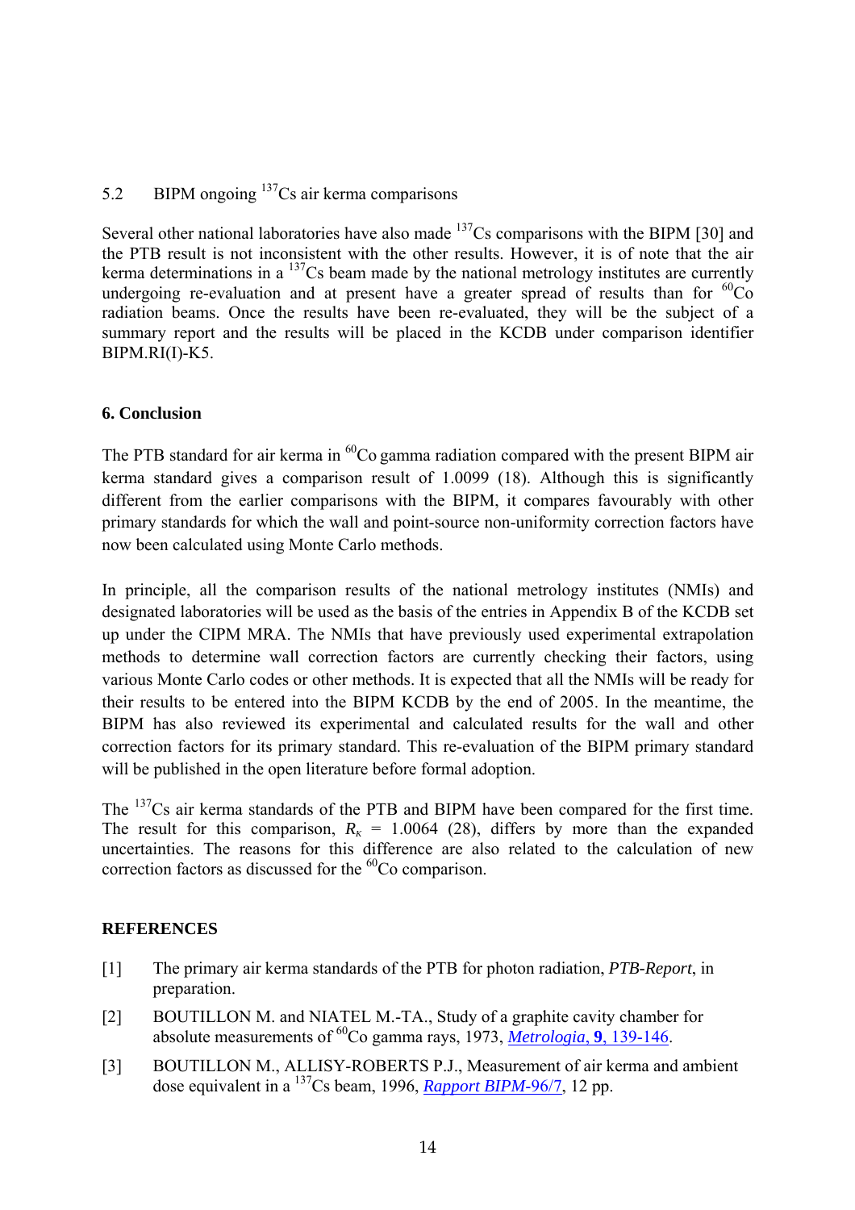## 5.2 BIPM ongoing $^{137}$Cs air kerma comparisons

Several other national laboratories have also made $^{137}$Cs comparisons with the BIPM [30] and the PTB result is not inconsistent with the other results. However, it is of note that the air kerma determinations in a $^{137}$Cs beam made by the national metrology institutes are currently undergoing re-evaluation and at present have a greater spread of results than for $^{60}$Co radiation beams. Once the results have been re-evaluated, they will be the subject of a summary report and the results will be placed in the KCDB under comparison identifier BIPM.RI(I)-K5.

## 6. Conclusion

The PTB standard for air kerma in $^{60}$Co gamma radiation compared with the present BIPM air kerma standard gives a comparison result of 1.0099 (18). Although this is significantly different from the earlier comparisons with the BIPM, it compares favourably with other primary standards for which the wall and point-source non-uniformity correction factors have now been calculated using Monte Carlo methods.

In principle, all the comparison results of the national metrology institutes (NMIs) and designated laboratories will be used as the basis of the entries in Appendix B of the KCDB set up under the CIPM MRA. The NMIs that have previously used experimental extrapolation methods to determine wall correction factors are currently checking their factors, using various Monte Carlo codes or other methods. It is expected that all the NMIs will be ready for their results to be entered into the BIPM KCDB by the end of 2005. In the meantime, the BIPM has also reviewed its experimental and calculated results for the wall and other correction factors for its primary standard. This re-evaluation of the BIPM primary standard will be published in the open literature before formal adoption.

The $^{137}$Cs air kerma standards of the PTB and BIPM have been compared for the first time. The result for this comparison, $R_K$ = 1.0064 (28), differs by more than the expanded uncertainties. The reasons for this difference are also related to the calculation of new correction factors as discussed for the $^{60}$Co comparison.

## REFERENCES

[1] The primary air kerma standards of the PTB for photon radiation, *PTB-Report*, in preparation.

[2] BOUTILLON M. and NIATEL M.-TA., Study of a graphite cavity chamber for absolute measurements of $^{60}$Co gamma rays, 1973, *Metrologia*, **9**, 139-146.

[3] BOUTILLON M., ALLISY-ROBERTS P.J., Measurement of air kerma and ambient dose equivalent in a $^{137}$Cs beam, 1996, *Rapport BIPM*-96/7, 12 pp.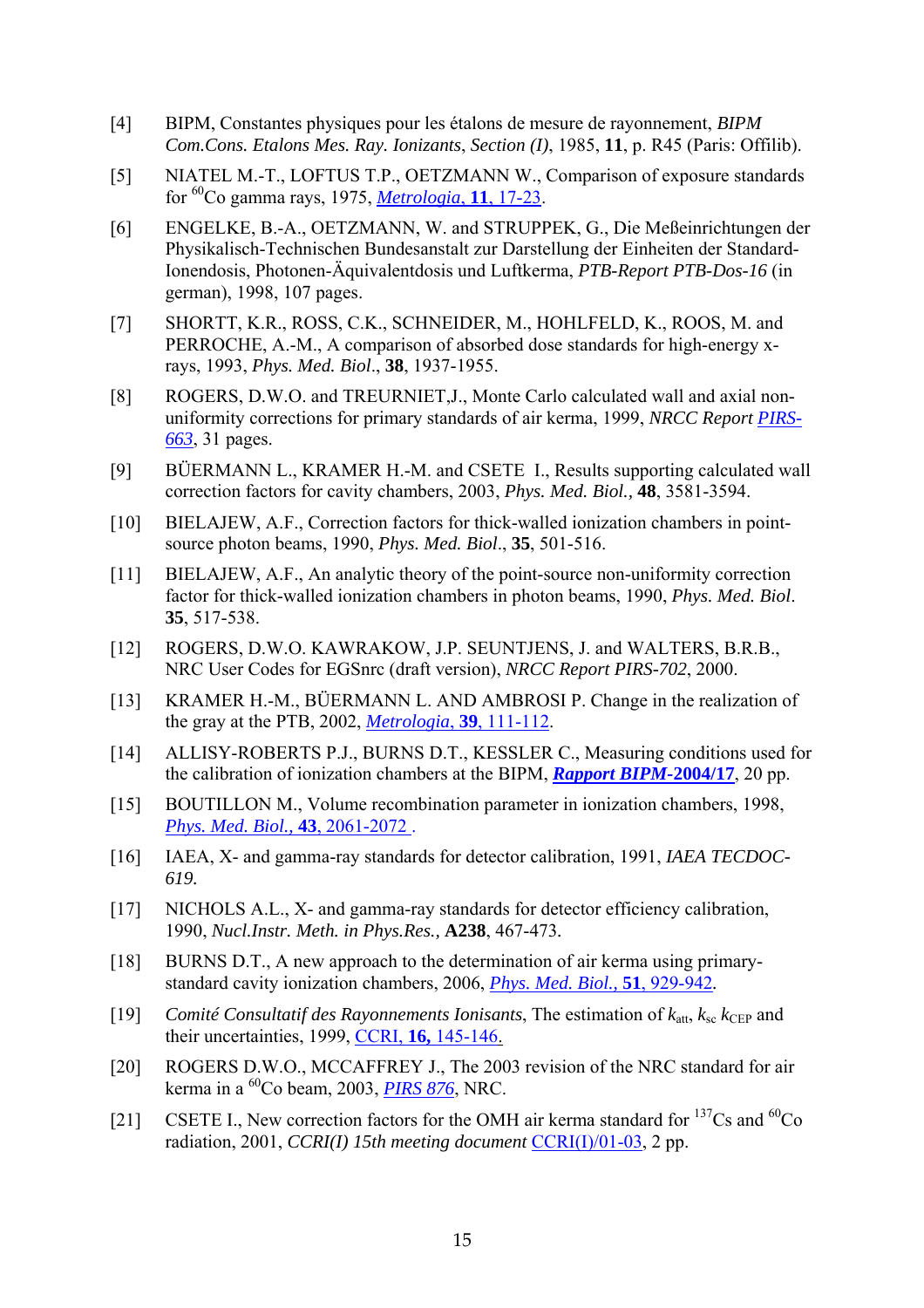[4] BIPM, Constantes physiques pour les étalons de mesure de rayonnement, *BIPM Com.Cons. Etalons Mes. Ray. Ionizants*, *Section (I)*, 1985, **11**, p. R45 (Paris: Offilib).

[5] NIATEL M.-T., LOFTUS T.P., OETZMANN W., Comparison of exposure standards for $^{60}$Co gamma rays, 1975, *Metrologia*, **11**, 17-23.

[6] ENGELKE, B.-A., OETZMANN, W. and STRUPPEK, G., Die Meßeinrichtungen der Physikalisch-Technischen Bundesanstalt zur Darstellung der Einheiten der Standard-Ionendosis, Photonen-Äquivalentdosis und Luftkerma, *PTB-Report PTB-Dos-16* (in german), 1998, 107 pages.

[7] SHORTT, K.R., ROSS, C.K., SCHNEIDER, M., HOHLFELD, K., ROOS, M. and PERROCHE, A.-M., A comparison of absorbed dose standards for high-energy x-rays, 1993, *Phys. Med. Biol*., **38**, 1937-1955.

[8] ROGERS, D.W.O. and TREURNIET,J., Monte Carlo calculated wall and axial non-uniformity corrections for primary standards of air kerma, 1999, *NRCC Report PIRS-663*, 31 pages.

[9] BÜERMANN L., KRAMER H.-M. and CSETE I., Results supporting calculated wall correction factors for cavity chambers, 2003, *Phys. Med. Biol.,* **48**, 3581-3594.

[10] BIELAJEW, A.F., Correction factors for thick-walled ionization chambers in point-source photon beams, 1990, *Phys. Med. Biol*., **35**, 501-516.

[11] BIELAJEW, A.F., An analytic theory of the point-source non-uniformity correction factor for thick-walled ionization chambers in photon beams, 1990, *Phys. Med. Biol*. **35**, 517-538.

[12] ROGERS, D.W.O. KAWRAKOW, J.P. SEUNTJENS, J. and WALTERS, B.R.B., NRC User Codes for EGSnrc (draft version), *NRCC Report PIRS-702*, 2000.

[13] KRAMER H.-M., BÜERMANN L. AND AMBROSI P. Change in the realization of the gray at the PTB, 2002, *Metrologia*, **39**, 111-112.

[14] ALLISY-ROBERTS P.J., BURNS D.T., KESSLER C., Measuring conditions used for the calibration of ionization chambers at the BIPM, ***Rapport BIPM*-2004/17**, 20 pp.

[15] BOUTILLON M., Volume recombination parameter in ionization chambers, 1998, *Phys. Med. Biol.,* **43**, 2061-2072 .

[16] IAEA, X- and gamma-ray standards for detector calibration, 1991, *IAEA TECDOC-619.*

[17] NICHOLS A.L., X- and gamma-ray standards for detector efficiency calibration, 1990, *Nucl.Instr. Meth. in Phys.Res.,* **A238**, 467-473.

[18] BURNS D.T., A new approach to the determination of air kerma using primary-standard cavity ionization chambers, 2006, *Phys. Med. Biol.,* **51**, 929-942.

[19] *Comité Consultatif des Rayonnements Ionisants*, The estimation of $k_{att}$, $k_{sc}$ $k_{CEP}$ and their uncertainties, 1999, CCRI, **16,** 145-146.

[20] ROGERS D.W.O., MCCAFFREY J., The 2003 revision of the NRC standard for air kerma in a $^{60}$Co beam, 2003, *PIRS 876*, NRC.

[21] CSETE I., New correction factors for the OMH air kerma standard for $^{137}$Cs and $^{60}$Co radiation, 2001, *CCRI(I) 15th meeting document* CCRI(I)/01-03, 2 pp.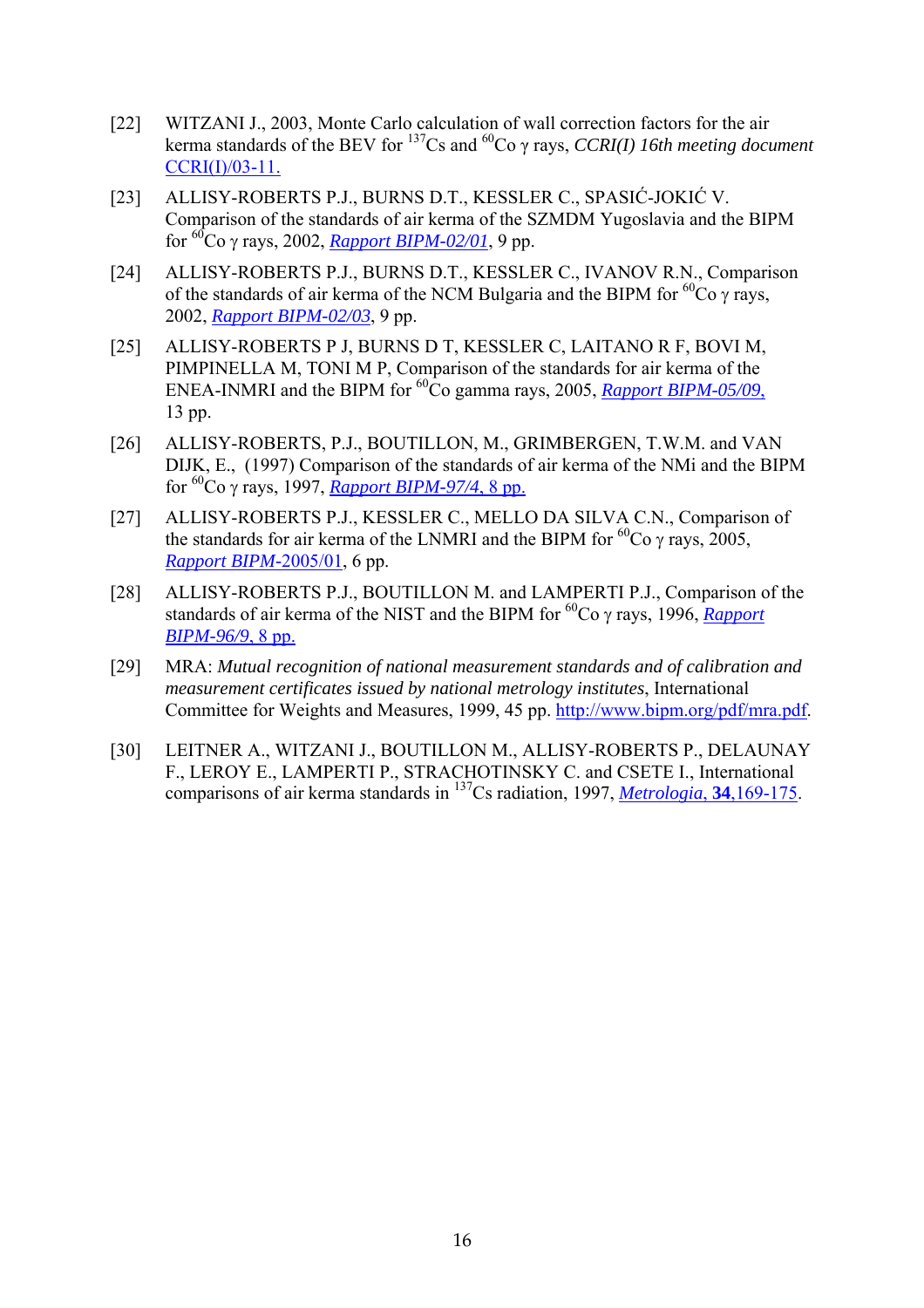[22] WITZANI J., 2003, Monte Carlo calculation of wall correction factors for the air kerma standards of the BEV for $^{137}$Cs and $^{60}$Co γ rays, *CCRI(I) 16th meeting document* CCRI(I)/03-11.

[23] ALLISY-ROBERTS P.J., BURNS D.T., KESSLER C., SPASIĆ-JOKIĆ V. Comparison of the standards of air kerma of the SZMDM Yugoslavia and the BIPM for $^{60}$Co γ rays, 2002, *Rapport BIPM-02/01*, 9 pp.

[24] ALLISY-ROBERTS P.J., BURNS D.T., KESSLER C., IVANOV R.N., Comparison of the standards of air kerma of the NCM Bulgaria and the BIPM for $^{60}$Co γ rays, 2002, *Rapport BIPM-02/03*, 9 pp.

[25] ALLISY-ROBERTS P J, BURNS D T, KESSLER C, LAITANO R F, BOVI M, PIMPINELLA M, TONI M P, Comparison of the standards for air kerma of the ENEA-INMRI and the BIPM for $^{60}$Co gamma rays, 2005, *Rapport BIPM-05/09*, 13 pp.

[26] ALLISY-ROBERTS, P.J., BOUTILLON, M., GRIMBERGEN, T.W.M. and VAN DIJK, E., (1997) Comparison of the standards of air kerma of the NMi and the BIPM for $^{60}$Co γ rays, 1997, *Rapport BIPM-97/4*, 8 pp.

[27] ALLISY-ROBERTS P.J., KESSLER C., MELLO DA SILVA C.N., Comparison of the standards for air kerma of the LNMRI and the BIPM for $^{60}$Co γ rays, 2005, *Rapport BIPM*-2005/01, 6 pp.

[28] ALLISY-ROBERTS P.J., BOUTILLON M. and LAMPERTI P.J., Comparison of the standards of air kerma of the NIST and the BIPM for $^{60}$Co γ rays, 1996, *Rapport BIPM-96/9*, 8 pp.

[29] MRA: *Mutual recognition of national measurement standards and of calibration and measurement certificates issued by national metrology institutes*, International Committee for Weights and Measures, 1999, 45 pp. http://www.bipm.org/pdf/mra.pdf.

[30] LEITNER A., WITZANI J., BOUTILLON M., ALLISY-ROBERTS P., DELAUNAY F., LEROY E., LAMPERTI P., STRACHOTINSKY C. and CSETE I., International comparisons of air kerma standards in $^{137}$Cs radiation, 1997, *Metrologia*, **34**,169-175.